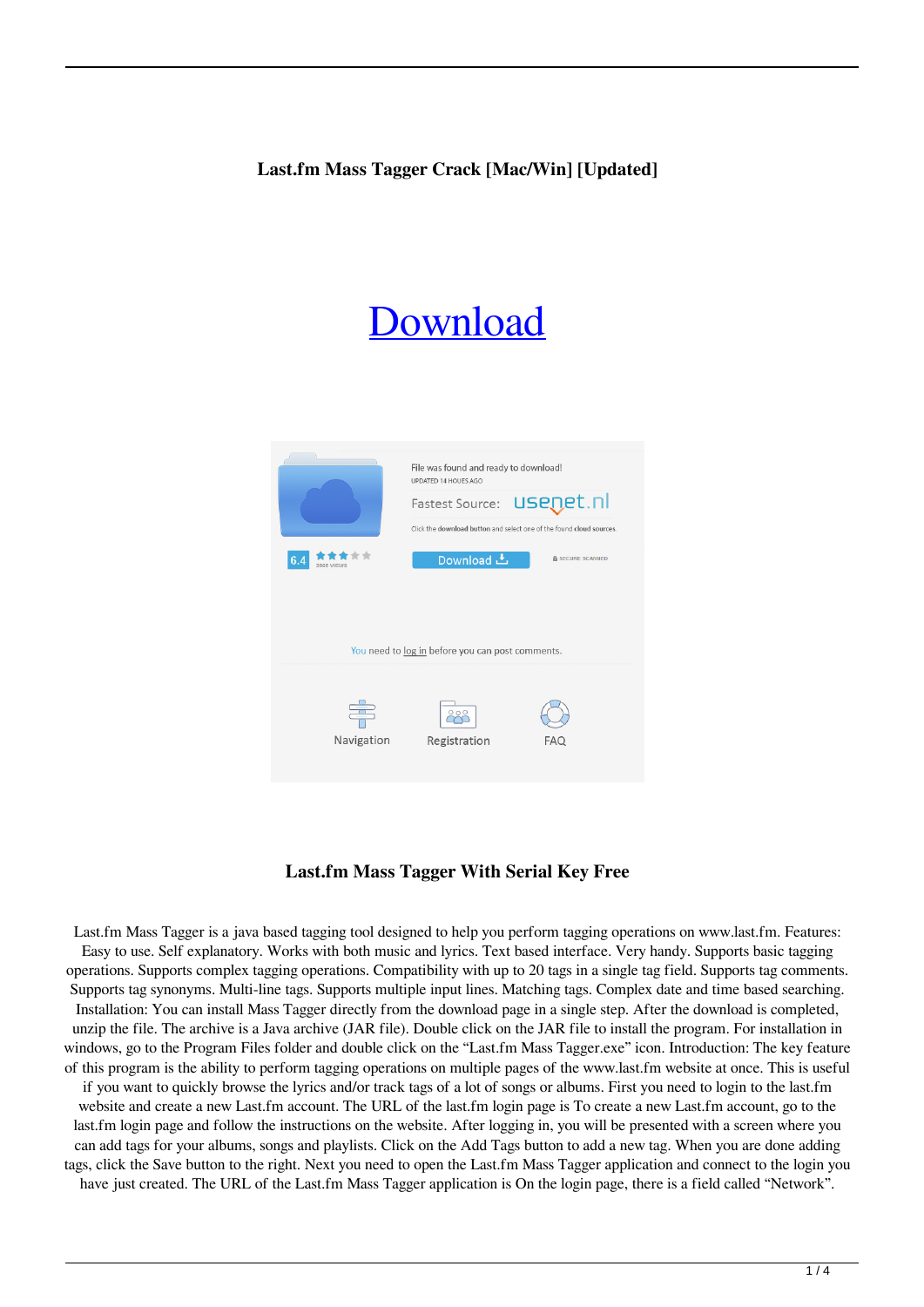# Last.fm Mass Tagger Crack [Mac/Win] [Updated]

Download

## Last.fm Mass Tagger With Serial Key Free

Last.fm Mass Tagger is a java based tagging tool designed to help you perform tagging operations on www.last.fm. Features: Easy to use. Self explanatory. Works with both music and lyrics. Text based interface. Very handy. Supports basic tagging operations. Supports complex tagging operations. Compatibility with up to 20 tags in a single tag field. Supports tag comments. Supports tag synonyms. Multi-line tags. Supports multiple input lines. Matching tags. Complex date and time based searching. Installation: You can install Mass Tagger directly from the download page in a single step. After the download is completed, unzip the file. The archive is a Java archive (JAR file). Double click on the JAR file to install the program. For installation in windows, go to the Program Files folder and double click on the "Last.fm Mass Tagger.exe" icon. Introduction: The key feature of this program is the ability to perform tagging operations on multiple pages of the www.last.fm website at once. This is useful if you want to quickly browse the lyrics and/or track tags of a lot of songs or albums. First you need to login to the last.fm website and create a new Last.fm account. The URL of the last.fm login page is To create a new Last.fm account, go to the last.fm login page and follow the instructions on the website. After logging in, you will be presented with a screen where you can add tags for your albums, songs and playlists. Click on the Add Tags button to add a new tag. When you are done adding tags, click the Save button to the right. Next you need to open the Last.fm Mass Tagger application and connect to the login you have just created. The URL of the Last.fm Mass Tagger application is On the login page, there is a field called "Network".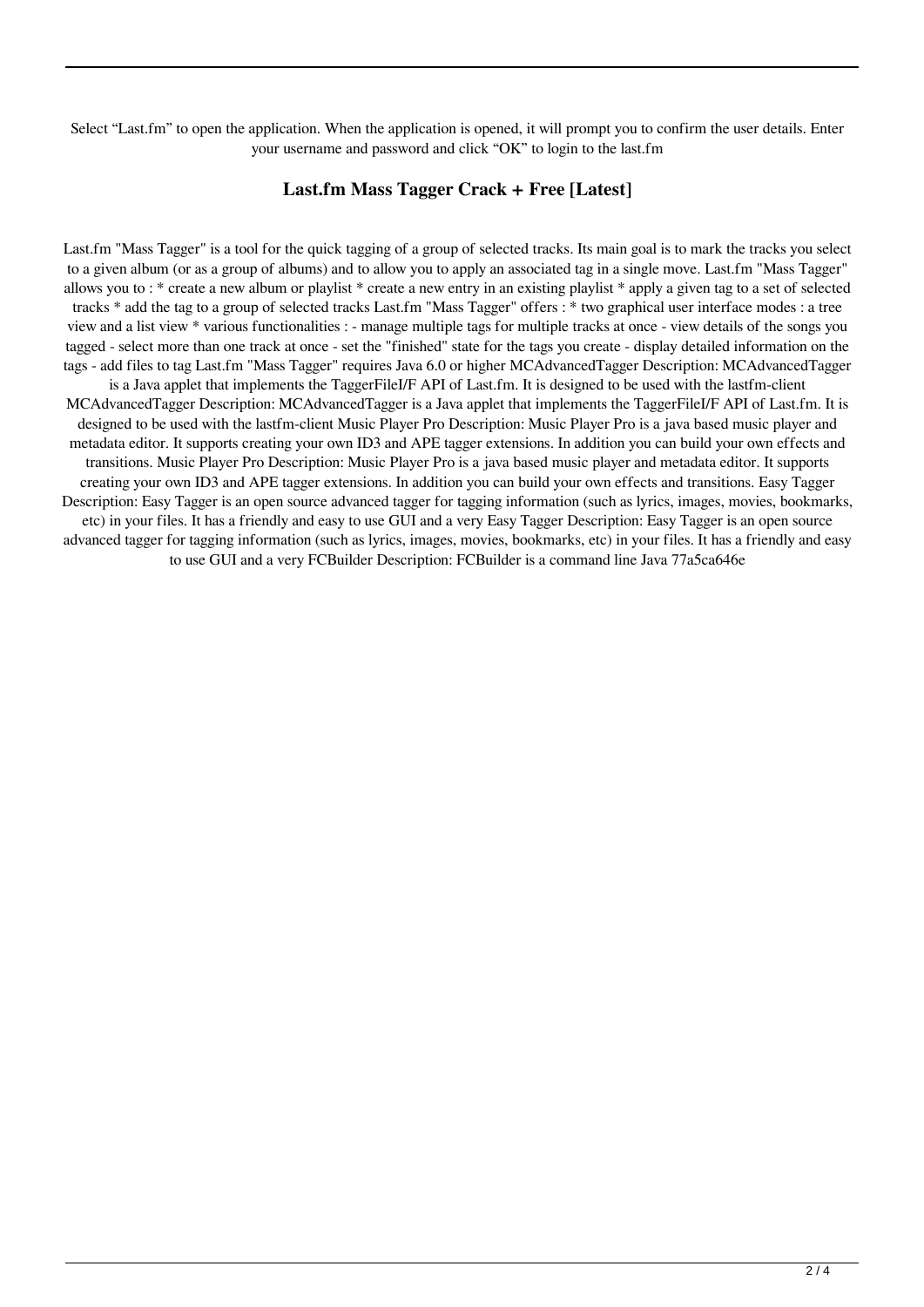Select “Last.fm” to open the application. When the application is opened, it will prompt you to confirm the user details. Enter your username and password and click “OK” to login to the last.fm

## Last.fm Mass Tagger Crack + Free [Latest]

Last.fm "Mass Tagger" is a tool for the quick tagging of a group of selected tracks. Its main goal is to mark the tracks you select to a given album (or as a group of albums) and to allow you to apply an associated tag in a single move. Last.fm "Mass Tagger" allows you to : * create a new album or playlist * create a new entry in an existing playlist * apply a given tag to a set of selected tracks * add the tag to a group of selected tracks Last.fm "Mass Tagger" offers : * two graphical user interface modes : a tree view and a list view * various functionalities : - manage multiple tags for multiple tracks at once - view details of the songs you tagged - select more than one track at once - set the "finished" state for the tags you create - display detailed information on the tags - add files to tag Last.fm "Mass Tagger" requires Java 6.0 or higher MCAdvancedTagger Description: MCAdvancedTagger is a Java applet that implements the TaggerFileI/F API of Last.fm. It is designed to be used with the lastfm-client MCAdvancedTagger Description: MCAdvancedTagger is a Java applet that implements the TaggerFileI/F API of Last.fm. It is designed to be used with the lastfm-client Music Player Pro Description: Music Player Pro is a java based music player and metadata editor. It supports creating your own ID3 and APE tagger extensions. In addition you can build your own effects and transitions. Music Player Pro Description: Music Player Pro is a java based music player and metadata editor. It supports creating your own ID3 and APE tagger extensions. In addition you can build your own effects and transitions. Easy Tagger Description: Easy Tagger is an open source advanced tagger for tagging information (such as lyrics, images, movies, bookmarks, etc) in your files. It has a friendly and easy to use GUI and a very Easy Tagger Description: Easy Tagger is an open source advanced tagger for tagging information (such as lyrics, images, movies, bookmarks, etc) in your files. It has a friendly and easy to use GUI and a very FCBuilder Description: FCBuilder is a command line Java 77a5ca646e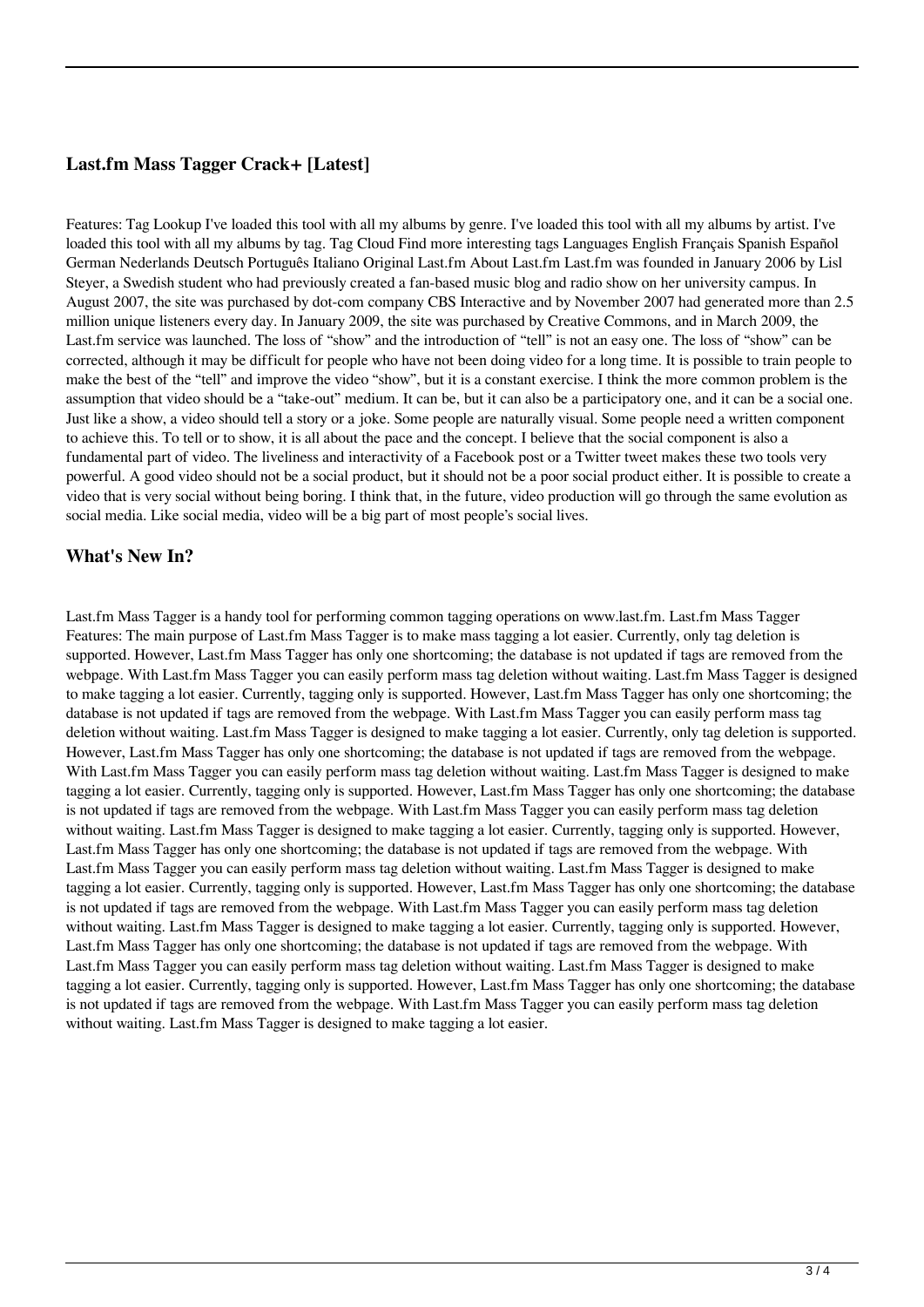## Last.fm Mass Tagger Crack+ [Latest]

Features: Tag Lookup I've loaded this tool with all my albums by genre. I've loaded this tool with all my albums by artist. I've loaded this tool with all my albums by tag. Tag Cloud Find more interesting tags Languages English Français Spanish Español German Nederlands Deutsch Português Italiano Original Last.fm About Last.fm Last.fm was founded in January 2006 by Lisl Steyer, a Swedish student who had previously created a fan-based music blog and radio show on her university campus. In August 2007, the site was purchased by dot-com company CBS Interactive and by November 2007 had generated more than 2.5 million unique listeners every day. In January 2009, the site was purchased by Creative Commons, and in March 2009, the Last.fm service was launched. The loss of "show" and the introduction of "tell" is not an easy one. The loss of "show" can be corrected, although it may be difficult for people who have not been doing video for a long time. It is possible to train people to make the best of the "tell" and improve the video "show", but it is a constant exercise. I think the more common problem is the assumption that video should be a "take-out" medium. It can be, but it can also be a participatory one, and it can be a social one. Just like a show, a video should tell a story or a joke. Some people are naturally visual. Some people need a written component to achieve this. To tell or to show, it is all about the pace and the concept. I believe that the social component is also a fundamental part of video. The liveliness and interactivity of a Facebook post or a Twitter tweet makes these two tools very powerful. A good video should not be a social product, but it should not be a poor social product either. It is possible to create a video that is very social without being boring. I think that, in the future, video production will go through the same evolution as social media. Like social media, video will be a big part of most people's social lives.

## What's New In?

Last.fm Mass Tagger is a handy tool for performing common tagging operations on www.last.fm. Last.fm Mass Tagger Features: The main purpose of Last.fm Mass Tagger is to make mass tagging a lot easier. Currently, only tag deletion is supported. However, Last.fm Mass Tagger has only one shortcoming; the database is not updated if tags are removed from the webpage. With Last.fm Mass Tagger you can easily perform mass tag deletion without waiting. Last.fm Mass Tagger is designed to make tagging a lot easier. Currently, tagging only is supported. However, Last.fm Mass Tagger has only one shortcoming; the database is not updated if tags are removed from the webpage. With Last.fm Mass Tagger you can easily perform mass tag deletion without waiting. Last.fm Mass Tagger is designed to make tagging a lot easier. Currently, only tag deletion is supported. However, Last.fm Mass Tagger has only one shortcoming; the database is not updated if tags are removed from the webpage. With Last.fm Mass Tagger you can easily perform mass tag deletion without waiting. Last.fm Mass Tagger is designed to make tagging a lot easier. Currently, tagging only is supported. However, Last.fm Mass Tagger has only one shortcoming; the database is not updated if tags are removed from the webpage. With Last.fm Mass Tagger you can easily perform mass tag deletion without waiting. Last.fm Mass Tagger is designed to make tagging a lot easier. Currently, tagging only is supported. However, Last.fm Mass Tagger has only one shortcoming; the database is not updated if tags are removed from the webpage. With Last.fm Mass Tagger you can easily perform mass tag deletion without waiting. Last.fm Mass Tagger is designed to make tagging a lot easier. Currently, tagging only is supported. However, Last.fm Mass Tagger has only one shortcoming; the database is not updated if tags are removed from the webpage. With Last.fm Mass Tagger you can easily perform mass tag deletion without waiting. Last.fm Mass Tagger is designed to make tagging a lot easier. Currently, tagging only is supported. However, Last.fm Mass Tagger has only one shortcoming; the database is not updated if tags are removed from the webpage. With Last.fm Mass Tagger you can easily perform mass tag deletion without waiting. Last.fm Mass Tagger is designed to make tagging a lot easier. Currently, tagging only is supported. However, Last.fm Mass Tagger has only one shortcoming; the database is not updated if tags are removed from the webpage. With Last.fm Mass Tagger you can easily perform mass tag deletion without waiting. Last.fm Mass Tagger is designed to make tagging a lot easier.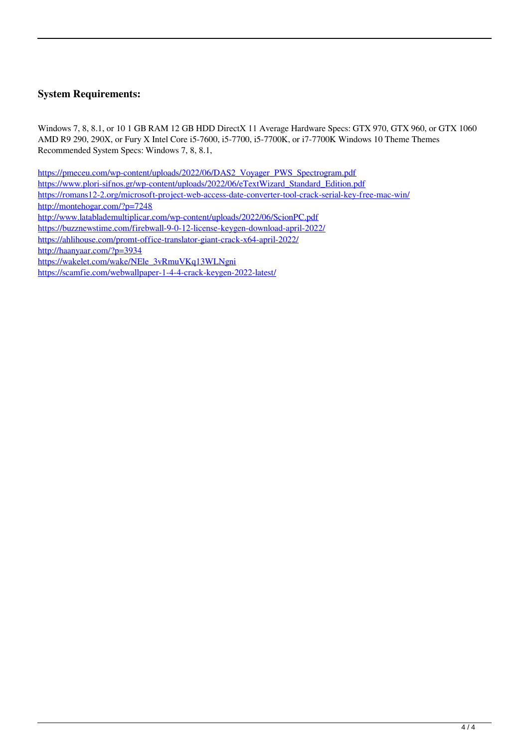### System Requirements:

Windows 7, 8, 8.1, or 10 1 GB RAM 12 GB HDD DirectX 11 Average Hardware Specs: GTX 970, GTX 960, or GTX 1060 AMD R9 290, 290X, or Fury X Intel Core i5-7600, i5-7700, i5-7700K, or i7-7700K Windows 10 Theme Themes Recommended System Specs: Windows 7, 8, 8.1,

https://pmeceu.com/wp-content/uploads/2022/06/DAS2_Voyager_PWS_Spectrogram.pdf
https://www.plori-sifnos.gr/wp-content/uploads/2022/06/eTextWizard_Standard_Edition.pdf
https://romans12-2.org/microsoft-project-web-access-date-converter-tool-crack-serial-key-free-mac-win/
http://montehogar.com/?p=7248
http://www.latablademultiplicar.com/wp-content/uploads/2022/06/ScionPC.pdf
https://buzznewstime.com/firebwall-9-0-12-license-keygen-download-april-2022/
https://ahlihouse.com/promt-office-translator-giant-crack-x64-april-2022/
http://haanyaar.com/?p=3934
https://wakelet.com/wake/NEle_3vRmuVKq13WLNgni
https://scamfie.com/webwallpaper-1-4-4-crack-keygen-2022-latest/